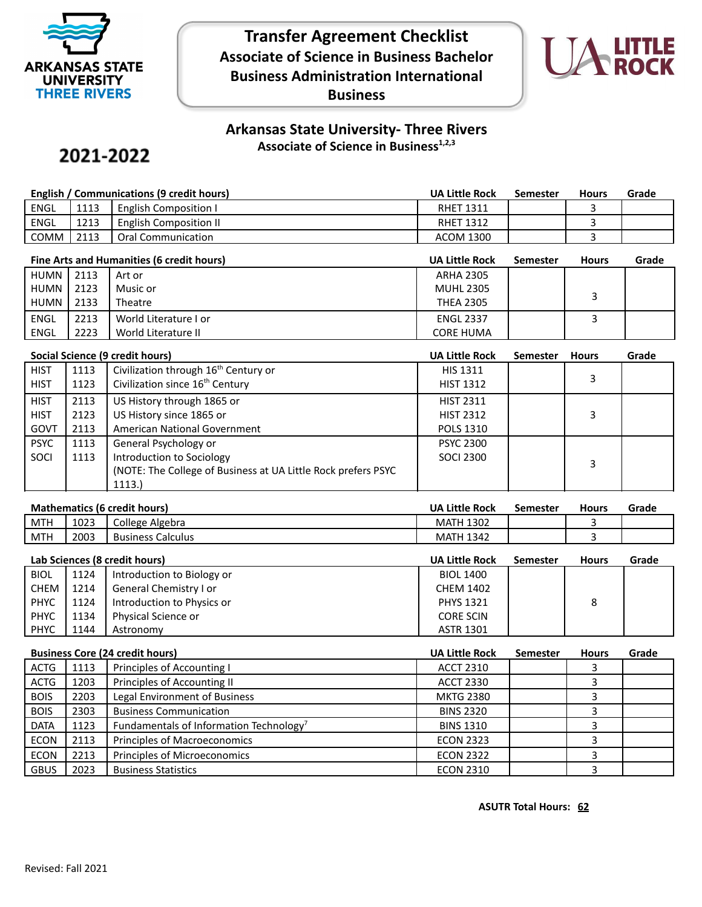# Transfer Agreement Checklist

## Associate of Science in Business Bachelor Business Administration International Business

ARKANSAS STATE UNIVERSITY THREE RIVERS

UA LITTLE ROCK

**2021-2022**

## Arkansas State University- Three Rivers

### Associate of Science in Business[1,2,3]

| English / Communications (9 credit hours) | | | UA Little Rock | Semester | Hours | Grade |
|---|---|---|---|---|---|---|
| ENGL | 1113 | English Composition I | RHET 1311 | | 3 | |
| ENGL | 1213 | English Composition II | RHET 1312 | | 3 | |
| COMM | 2113 | Oral Communication | ACOM 1300 | | 3 | |

| Fine Arts and Humanities (6 credit hours) | | | UA Little Rock | Semester | Hours | Grade |
|---|---|---|---|---|---|---|
| HUMN<br>HUMN<br>HUMN | 2113<br>2123<br>2133 | Art or<br>Music or<br>Theatre | ARHA 2305<br>MUHL 2305<br>THEA 2305 | | 3 | |
| ENGL<br>ENGL | 2213<br>2223 | World Literature I or<br>World Literature II | ENGL 2337<br>CORE HUMA | | 3 | |

| Social Science (9 credit hours) | | | UA Little Rock | Semester | Hours | Grade |
|---|---|---|---|---|---|---|
| HIST<br>HIST | 1113<br>1123 | Civilization through 16th Century or<br>Civilization since 16th Century | HIS 1311<br>HIST 1312 | | 3 | |
| HIST<br>HIST<br>GOVT | 2113<br>2123<br>2113 | US History through 1865 or<br>US History since 1865 or<br>American National Government | HIST 2311<br>HIST 2312<br>POLS 1310 | | 3 | |
| PSYC<br>SOCI | 1113<br>1113 | General Psychology or<br>Introduction to Sociology<br>(NOTE: The College of Business at UA Little Rock prefers PSYC 1113.) | PSYC 2300<br>SOCI 2300 | | 3 | |

| Mathematics (6 credit hours) | | | UA Little Rock | Semester | Hours | Grade |
|---|---|---|---|---|---|---|
| MTH | 1023 | College Algebra | MATH 1302 | | 3 | |
| MTH | 2003 | Business Calculus | MATH 1342 | | 3 | |

| Lab Sciences (8 credit hours) | | | UA Little Rock | Semester | Hours | Grade |
|---|---|---|---|---|---|---|
| BIOL<br>CHEM<br>PHYC<br>PHYC<br>PHYC | 1124<br>1214<br>1124<br>1134<br>1144 | Introduction to Biology or<br>General Chemistry I or<br>Introduction to Physics or<br>Physical Science or<br>Astronomy | BIOL 1400<br>CHEM 1402<br>PHYS 1321<br>CORE SCIN<br>ASTR 1301 | | 8 | |

| Business Core (24 credit hours) | | | UA Little Rock | Semester | Hours | Grade |
|---|---|---|---|---|---|---|
| ACTG | 1113 | Principles of Accounting I | ACCT 2310 | | 3 | |
| ACTG | 1203 | Principles of Accounting II | ACCT 2330 | | 3 | |
| BOIS | 2203 | Legal Environment of Business | MKTG 2380 | | 3 | |
| BOIS | 2303 | Business Communication | BINS 2320 | | 3 | |
| DATA | 1123 | Fundamentals of Information Technology[7] | BINS 1310 | | 3 | |
| ECON | 2113 | Principles of Macroeconomics | ECON 2323 | | 3 | |
| ECON | 2213 | Principles of Microeconomics | ECON 2322 | | 3 | |
| GBUS | 2023 | Business Statistics | ECON 2310 | | 3 | |

**ASUTR Total Hours: 62**

Revised: Fall 2021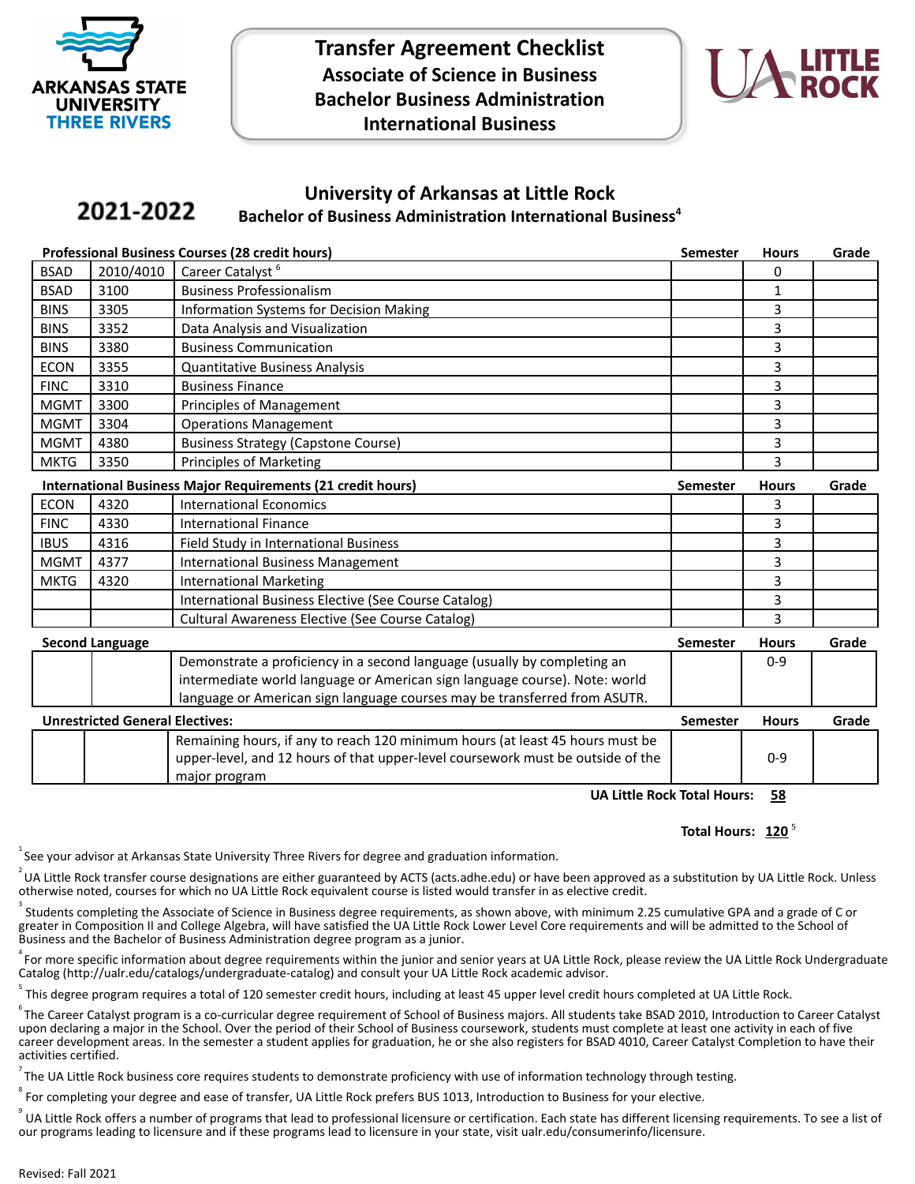# Transfer Agreement Checklist
## Associate of Science in Business
## Bachelor Business Administration
## International Business

**ARKANSAS STATE UNIVERSITY THREE RIVERS**

**UA LITTLE ROCK**

## 2021-2022

## University of Arkansas at Little Rock
### Bachelor of Business Administration International Business[4]

| Professional Business Courses (28 credit hours) | | | Semester | Hours | Grade |
|---|---|---|---|---|---|
| BSAD | 2010/4010 | Career Catalyst [6] | | 0 | |
| BSAD | 3100 | Business Professionalism | | 1 | |
| BINS | 3305 | Information Systems for Decision Making | | 3 | |
| BINS | 3352 | Data Analysis and Visualization | | 3 | |
| BINS | 3380 | Business Communication | | 3 | |
| ECON | 3355 | Quantitative Business Analysis | | 3 | |
| FINC | 3310 | Business Finance | | 3 | |
| MGMT | 3300 | Principles of Management | | 3 | |
| MGMT | 3304 | Operations Management | | 3 | |
| MGMT | 4380 | Business Strategy (Capstone Course) | | 3 | |
| MKTG | 3350 | Principles of Marketing | | 3 | |

| International Business Major Requirements (21 credit hours) | | | Semester | Hours | Grade |
|---|---|---|---|---|---|
| ECON | 4320 | International Economics | | 3 | |
| FINC | 4330 | International Finance | | 3 | |
| IBUS | 4316 | Field Study in International Business | | 3 | |
| MGMT | 4377 | International Business Management | | 3 | |
| MKTG | 4320 | International Marketing | | 3 | |
| | | International Business Elective (See Course Catalog) | | 3 | |
| | | Cultural Awareness Elective (See Course Catalog) | | 3 | |

| Second Language | | | Semester | Hours | Grade |
|---|---|---|---|---|---|
| | | Demonstrate a proficiency in a second language (usually by completing an intermediate world language or American sign language course). Note: world language or American sign language courses may be transferred from ASUTR. | | 0-9 | |

| Unrestricted General Electives: | | | Semester | Hours | Grade |
|---|---|---|---|---|---|
| | | Remaining hours, if any to reach 120 minimum hours (at least 45 hours must be upper-level, and 12 hours of that upper-level coursework must be outside of the major program | | 0-9 | |

**UA Little Rock Total Hours: 58**

**Total Hours: 120** [5]

[1] See your advisor at Arkansas State University Three Rivers for degree and graduation information.

[2] UA Little Rock transfer course designations are either guaranteed by ACTS (acts.adhe.edu) or have been approved as a substitution by UA Little Rock. Unless otherwise noted, courses for which no UA Little Rock equivalent course is listed would transfer in as elective credit.

[3] Students completing the Associate of Science in Business degree requirements, as shown above, with minimum 2.25 cumulative GPA and a grade of C or greater in Composition II and College Algebra, will have satisfied the UA Little Rock Lower Level Core requirements and will be admitted to the School of Business and the Bachelor of Business Administration degree program as a junior.

[4] For more specific information about degree requirements within the junior and senior years at UA Little Rock, please review the UA Little Rock Undergraduate Catalog (http://ualr.edu/catalogs/undergraduate-catalog) and consult your UA Little Rock academic advisor.

[5] This degree program requires a total of 120 semester credit hours, including at least 45 upper level credit hours completed at UA Little Rock.

[6] The Career Catalyst program is a co-curricular degree requirement of School of Business majors. All students take BSAD 2010, Introduction to Career Catalyst upon declaring a major in the School. Over the period of their School of Business coursework, students must complete at least one activity in each of five career development areas. In the semester a student applies for graduation, he or she also registers for BSAD 4010, Career Catalyst Completion to have their activities certified.

[7] The UA Little Rock business core requires students to demonstrate proficiency with use of information technology through testing.

[8] For completing your degree and ease of transfer, UA Little Rock prefers BUS 1013, Introduction to Business for your elective.

[9] UA Little Rock offers a number of programs that lead to professional licensure or certification. Each state has different licensing requirements. To see a list of our programs leading to licensure and if these programs lead to licensure in your state, visit ualr.edu/consumerinfo/licensure.

Revised: Fall 2021